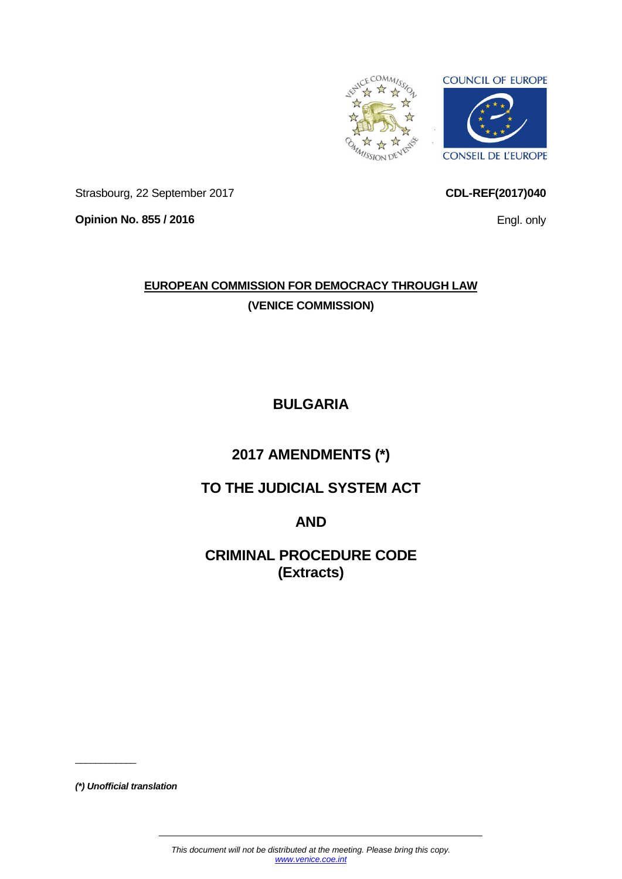COUNCIL OF EUROPE

CONSEIL DE L'EUROPE

Strasbourg, 22 September 2017

**CDL-REF(2017)040**

**Opinion No. 855 / 2016**

Engl. only

**EUROPEAN COMMISSION FOR DEMOCRACY THROUGH LAW**

**(VENICE COMMISSION)**

# BULGARIA

## 2017 AMENDMENTS (*)

## TO THE JUDICIAL SYSTEM ACT

## AND

## CRIMINAL PROCEDURE CODE (Extracts)

***(*) Unofficial translation***

*This document will not be distributed at the meeting. Please bring this copy.*
*www.venice.coe.int*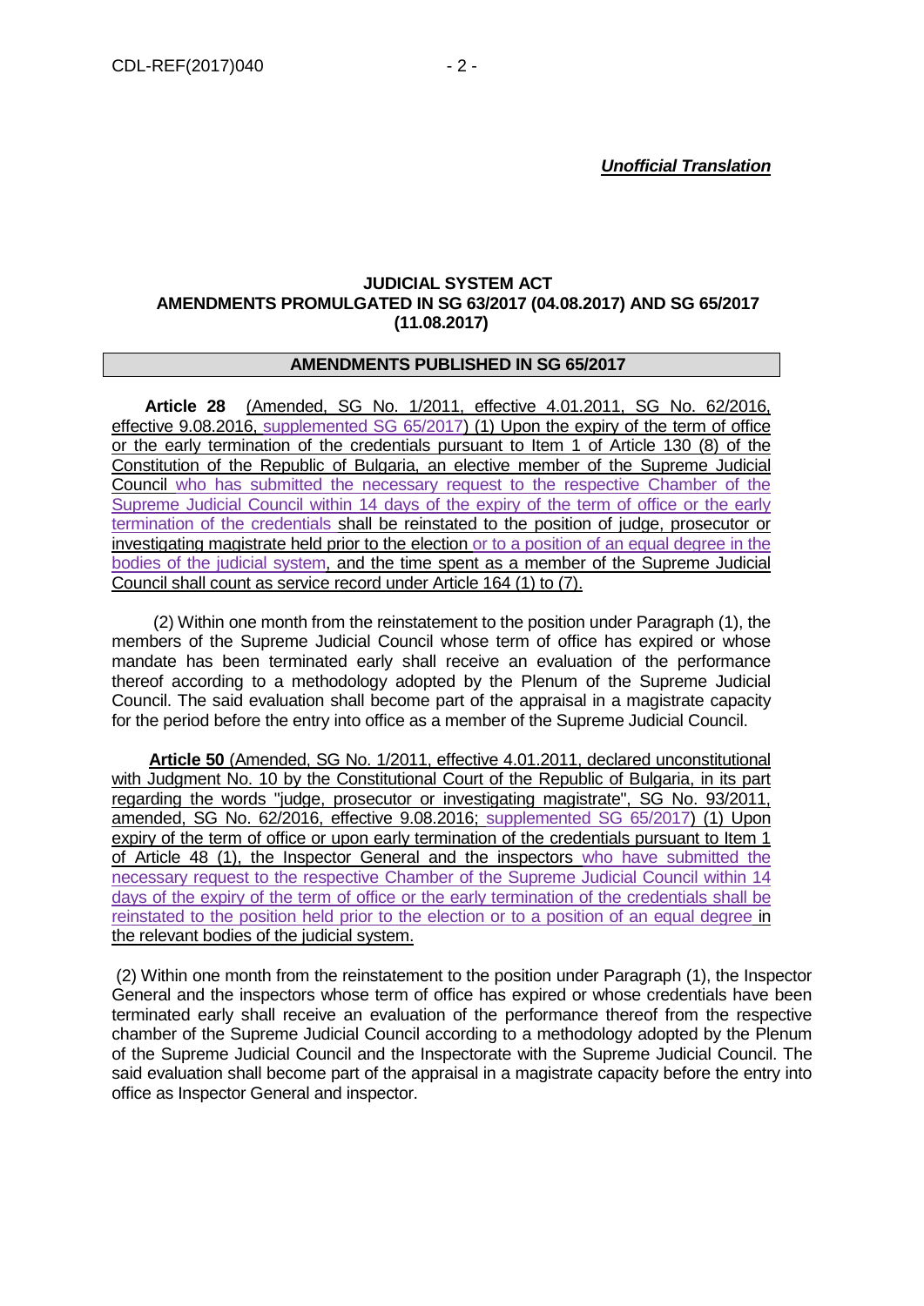*Unofficial Translation*

**JUDICIAL SYSTEM ACT**
**AMENDMENTS PROMULGATED IN SG 63/2017 (04.08.2017) AND SG 65/2017 (11.08.2017)**

**AMENDMENTS PUBLISHED IN SG 65/2017**

**Article 28** (Amended, SG No. 1/2011, effective 4.01.2011, SG No. 62/2016, effective 9.08.2016, supplemented SG 65/2017) (1) Upon the expiry of the term of office or the early termination of the credentials pursuant to Item 1 of Article 130 (8) of the Constitution of the Republic of Bulgaria, an elective member of the Supreme Judicial Council who has submitted the necessary request to the respective Chamber of the Supreme Judicial Council within 14 days of the expiry of the term of office or the early termination of the credentials shall be reinstated to the position of judge, prosecutor or investigating magistrate held prior to the election or to a position of an equal degree in the bodies of the judicial system, and the time spent as a member of the Supreme Judicial Council shall count as service record under Article 164 (1) to (7).

(2) Within one month from the reinstatement to the position under Paragraph (1), the members of the Supreme Judicial Council whose term of office has expired or whose mandate has been terminated early shall receive an evaluation of the performance thereof according to a methodology adopted by the Plenum of the Supreme Judicial Council. The said evaluation shall become part of the appraisal in a magistrate capacity for the period before the entry into office as a member of the Supreme Judicial Council.

**Article 50** (Amended, SG No. 1/2011, effective 4.01.2011, declared unconstitutional with Judgment No. 10 by the Constitutional Court of the Republic of Bulgaria, in its part regarding the words "judge, prosecutor or investigating magistrate", SG No. 93/2011, amended, SG No. 62/2016, effective 9.08.2016; supplemented SG 65/2017) (1) Upon expiry of the term of office or upon early termination of the credentials pursuant to Item 1 of Article 48 (1), the Inspector General and the inspectors who have submitted the necessary request to the respective Chamber of the Supreme Judicial Council within 14 days of the expiry of the term of office or the early termination of the credentials shall be reinstated to the position held prior to the election or to a position of an equal degree in the relevant bodies of the judicial system.

(2) Within one month from the reinstatement to the position under Paragraph (1), the Inspector General and the inspectors whose term of office has expired or whose credentials have been terminated early shall receive an evaluation of the performance thereof from the respective chamber of the Supreme Judicial Council according to a methodology adopted by the Plenum of the Supreme Judicial Council and the Inspectorate with the Supreme Judicial Council. The said evaluation shall become part of the appraisal in a magistrate capacity before the entry into office as Inspector General and inspector.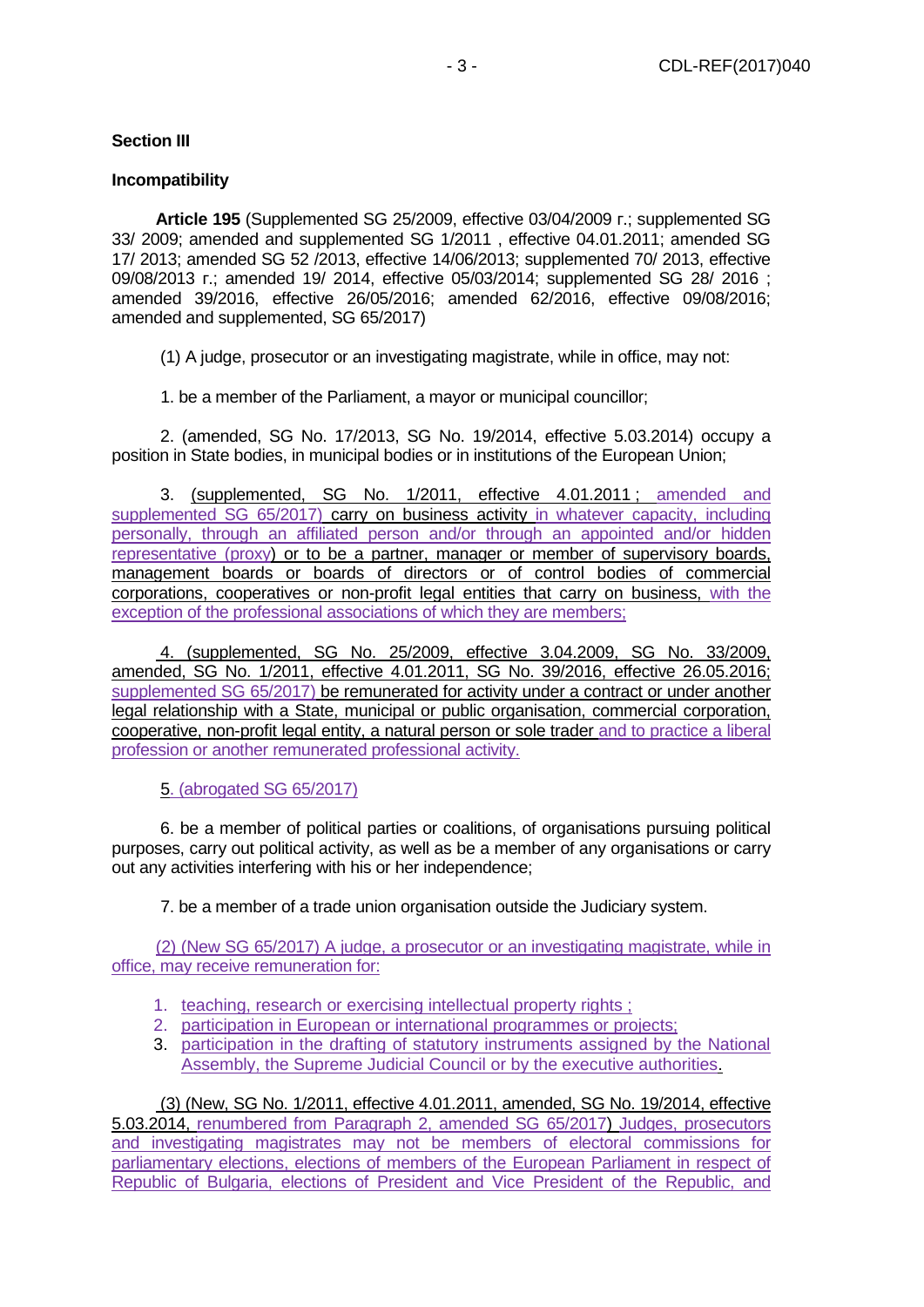**Section III**

**Incompatibility**

**Article 195** (Supplemented SG 25/2009, effective 03/04/2009 г.; supplemented SG 33/ 2009; amended and supplemented SG 1/2011 , effective 04.01.2011; amended SG 17/ 2013; amended SG 52 /2013, effective 14/06/2013; supplemented 70/ 2013, effective 09/08/2013 г.; amended 19/ 2014, effective 05/03/2014; supplemented SG 28/ 2016 ; amended 39/2016, effective 26/05/2016; amended 62/2016, effective 09/08/2016; amended and supplemented, SG 65/2017)

(1) A judge, prosecutor or an investigating magistrate, while in office, may not:

1. be a member of the Parliament, a mayor or municipal councillor;

2. (amended, SG No. 17/2013, SG No. 19/2014, effective 5.03.2014) occupy a position in State bodies, in municipal bodies or in institutions of the European Union;

3. (supplemented, SG No. 1/2011, effective 4.01.2011 ; amended and supplemented SG 65/2017) carry on business activity in whatever capacity, including personally, through an affiliated person and/or through an appointed and/or hidden representative (proxy) or to be a partner, manager or member of supervisory boards, management boards or boards of directors or of control bodies of commercial corporations, cooperatives or non-profit legal entities that carry on business, with the exception of the professional associations of which they are members;

4. (supplemented, SG No. 25/2009, effective 3.04.2009, SG No. 33/2009, amended, SG No. 1/2011, effective 4.01.2011, SG No. 39/2016, effective 26.05.2016; supplemented SG 65/2017) be remunerated for activity under a contract or under another legal relationship with a State, municipal or public organisation, commercial corporation, cooperative, non-profit legal entity, a natural person or sole trader and to practice a liberal profession or another remunerated professional activity.

5. (abrogated SG 65/2017)

6. be a member of political parties or coalitions, of organisations pursuing political purposes, carry out political activity, as well as be a member of any organisations or carry out any activities interfering with his or her independence;

7. be a member of a trade union organisation outside the Judiciary system.

(2) (New SG 65/2017) A judge, a prosecutor or an investigating magistrate, while in office, may receive remuneration for:

1. teaching, research or exercising intellectual property rights ;
2. participation in European or international programmes or projects;
3. participation in the drafting of statutory instruments assigned by the National Assembly, the Supreme Judicial Council or by the executive authorities.

(3) (New, SG No. 1/2011, effective 4.01.2011, amended, SG No. 19/2014, effective 5.03.2014, renumbered from Paragraph 2, amended SG 65/2017) Judges, prosecutors and investigating magistrates may not be members of electoral commissions for parliamentary elections, elections of members of the European Parliament in respect of Republic of Bulgaria, elections of President and Vice President of the Republic, and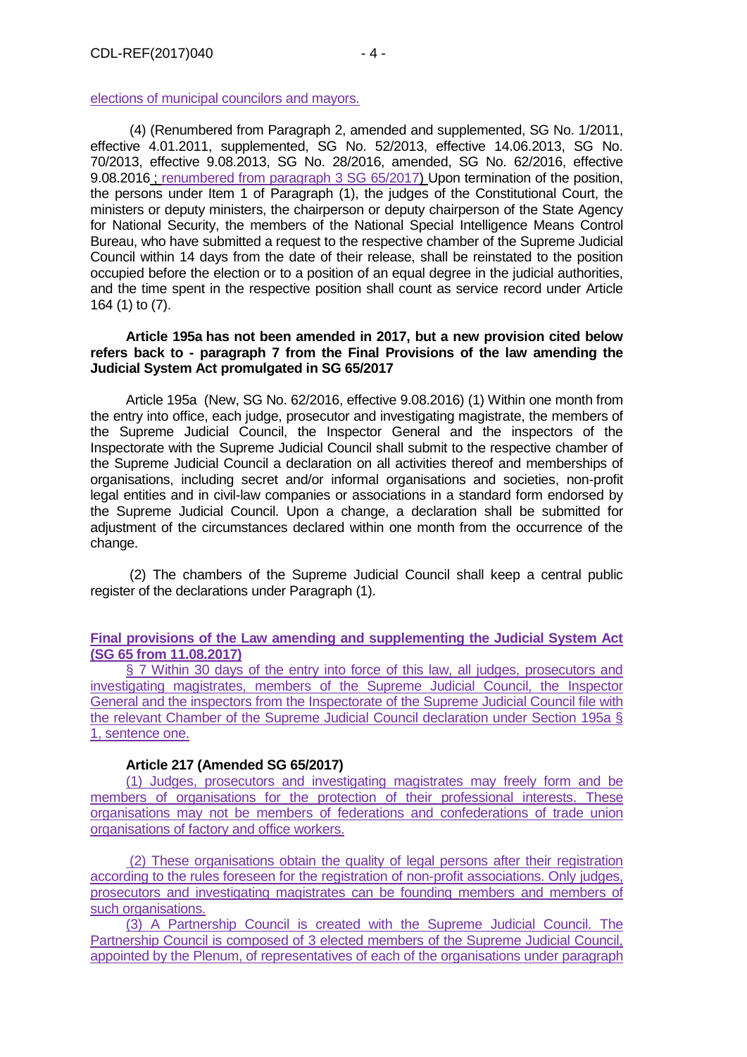elections of municipal councilors and mayors.

(4) (Renumbered from Paragraph 2, amended and supplemented, SG No. 1/2011, effective 4.01.2011, supplemented, SG No. 52/2013, effective 14.06.2013, SG No. 70/2013, effective 9.08.2013, SG No. 28/2016, amended, SG No. 62/2016, effective 9.08.2016 ; renumbered from paragraph 3 SG 65/2017) Upon termination of the position, the persons under Item 1 of Paragraph (1), the judges of the Constitutional Court, the ministers or deputy ministers, the chairperson or deputy chairperson of the State Agency for National Security, the members of the National Special Intelligence Means Control Bureau, who have submitted a request to the respective chamber of the Supreme Judicial Council within 14 days from the date of their release, shall be reinstated to the position occupied before the election or to a position of an equal degree in the judicial authorities, and the time spent in the respective position shall count as service record under Article 164 (1) to (7).

**Article 195a has not been amended in 2017, but a new provision cited below refers back to - paragraph 7 from the Final Provisions of the law amending the Judicial System Act promulgated in SG 65/2017**

Article 195a (New, SG No. 62/2016, effective 9.08.2016) (1) Within one month from the entry into office, each judge, prosecutor and investigating magistrate, the members of the Supreme Judicial Council, the Inspector General and the inspectors of the Inspectorate with the Supreme Judicial Council shall submit to the respective chamber of the Supreme Judicial Council a declaration on all activities thereof and memberships of organisations, including secret and/or informal organisations and societies, non-profit legal entities and in civil-law companies or associations in a standard form endorsed by the Supreme Judicial Council. Upon a change, a declaration shall be submitted for adjustment of the circumstances declared within one month from the occurrence of the change.

(2) The chambers of the Supreme Judicial Council shall keep a central public register of the declarations under Paragraph (1).

**Final provisions of the Law amending and supplementing the Judicial System Act (SG 65 from 11.08.2017)**

§ 7 Within 30 days of the entry into force of this law, all judges, prosecutors and investigating magistrates, members of the Supreme Judicial Council, the Inspector General and the inspectors from the Inspectorate of the Supreme Judicial Council file with the relevant Chamber of the Supreme Judicial Council declaration under Section 195a § 1, sentence one.

**Article 217 (Amended SG 65/2017)**

(1) Judges, prosecutors and investigating magistrates may freely form and be members of organisations for the protection of their professional interests. These organisations may not be members of federations and confederations of trade union organisations of factory and office workers.

(2) These organisations obtain the quality of legal persons after their registration according to the rules foreseen for the registration of non-profit associations. Only judges, prosecutors and investigating magistrates can be founding members and members of such organisations.

(3) A Partnership Council is created with the Supreme Judicial Council. The Partnership Council is composed of 3 elected members of the Supreme Judicial Council, appointed by the Plenum, of representatives of each of the organisations under paragraph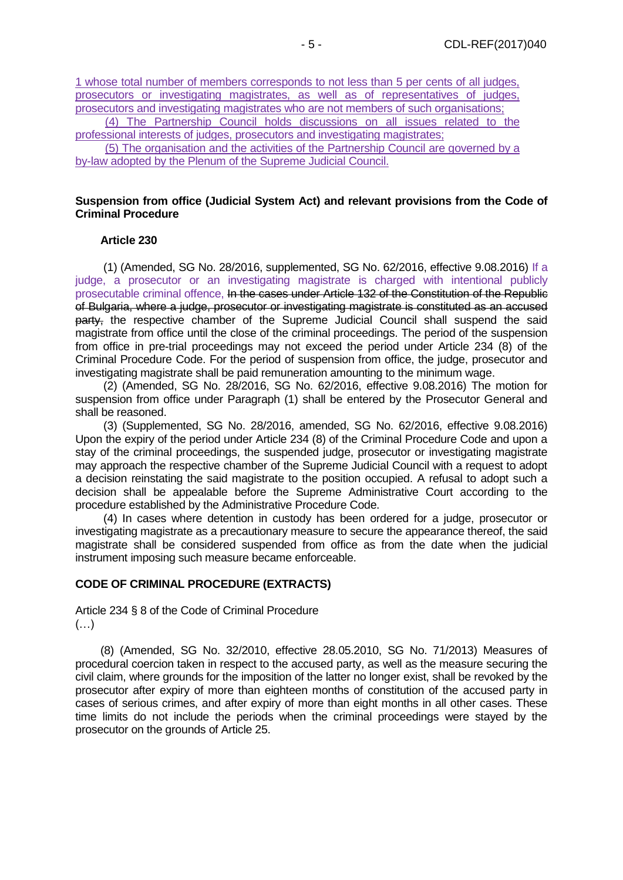1 whose total number of members corresponds to not less than 5 per cents of all judges, prosecutors or investigating magistrates, as well as of representatives of judges, prosecutors and investigating magistrates who are not members of such organisations;

(4) The Partnership Council holds discussions on all issues related to the professional interests of judges, prosecutors and investigating magistrates;

(5) The organisation and the activities of the Partnership Council are governed by a by-law adopted by the Plenum of the Supreme Judicial Council.

**Suspension from office (Judicial System Act) and relevant provisions from the Code of Criminal Procedure**

**Article 230**

(1) (Amended, SG No. 28/2016, supplemented, SG No. 62/2016, effective 9.08.2016) If a judge, a prosecutor or an investigating magistrate is charged with intentional publicly prosecutable criminal offence, ~~In the cases under Article 132 of the Constitution of the Republic of Bulgaria, where a judge, prosecutor or investigating magistrate is constituted as an accused party,~~ the respective chamber of the Supreme Judicial Council shall suspend the said magistrate from office until the close of the criminal proceedings. The period of the suspension from office in pre-trial proceedings may not exceed the period under Article 234 (8) of the Criminal Procedure Code. For the period of suspension from office, the judge, prosecutor and investigating magistrate shall be paid remuneration amounting to the minimum wage.

(2) (Amended, SG No. 28/2016, SG No. 62/2016, effective 9.08.2016) The motion for suspension from office under Paragraph (1) shall be entered by the Prosecutor General and shall be reasoned.

(3) (Supplemented, SG No. 28/2016, amended, SG No. 62/2016, effective 9.08.2016) Upon the expiry of the period under Article 234 (8) of the Criminal Procedure Code and upon a stay of the criminal proceedings, the suspended judge, prosecutor or investigating magistrate may approach the respective chamber of the Supreme Judicial Council with a request to adopt a decision reinstating the said magistrate to the position occupied. A refusal to adopt such a decision shall be appealable before the Supreme Administrative Court according to the procedure established by the Administrative Procedure Code.

(4) In cases where detention in custody has been ordered for a judge, prosecutor or investigating magistrate as a precautionary measure to secure the appearance thereof, the said magistrate shall be considered suspended from office as from the date when the judicial instrument imposing such measure became enforceable.

**CODE OF CRIMINAL PROCEDURE (EXTRACTS)**

Article 234 § 8 of the Code of Criminal Procedure
(…)

(8) (Amended, SG No. 32/2010, effective 28.05.2010, SG No. 71/2013) Measures of procedural coercion taken in respect to the accused party, as well as the measure securing the civil claim, where grounds for the imposition of the latter no longer exist, shall be revoked by the prosecutor after expiry of more than eighteen months of constitution of the accused party in cases of serious crimes, and after expiry of more than eight months in all other cases. These time limits do not include the periods when the criminal proceedings were stayed by the prosecutor on the grounds of Article 25.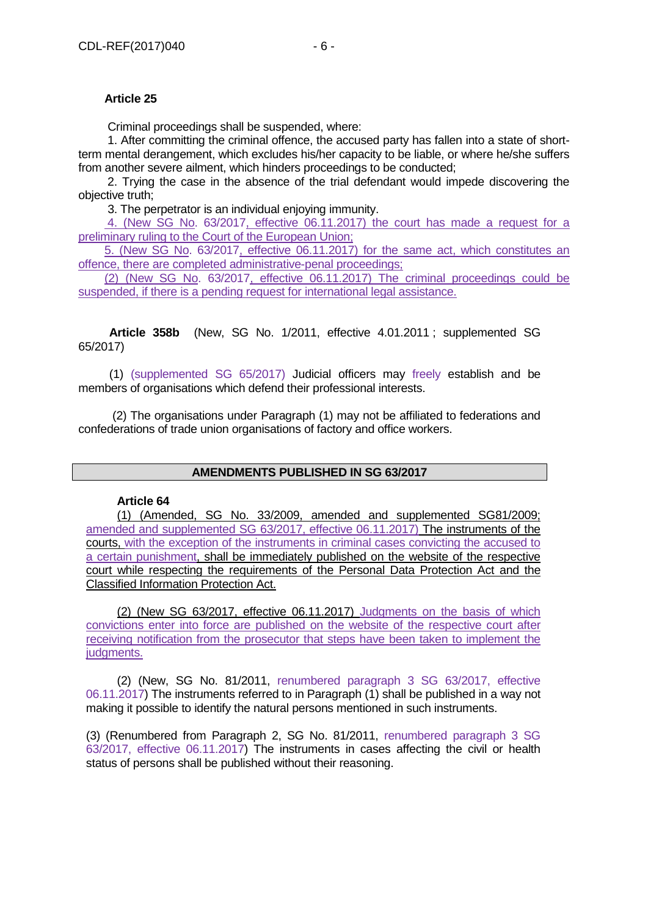**Article 25**

Criminal proceedings shall be suspended, where:

1. After committing the criminal offence, the accused party has fallen into a state of short-term mental derangement, which excludes his/her capacity to be liable, or where he/she suffers from another severe ailment, which hinders proceedings to be conducted;

2. Trying the case in the absence of the trial defendant would impede discovering the objective truth;

3. The perpetrator is an individual enjoying immunity.

4. (New SG No. 63/2017, effective 06.11.2017) the court has made a request for a preliminary ruling to the Court of the European Union;

5. (New SG No. 63/2017, effective 06.11.2017) for the same act, which constitutes an offence, there are completed administrative-penal proceedings;

(2) (New SG No. 63/2017, effective 06.11.2017) The criminal proceedings could be suspended, if there is a pending request for international legal assistance.

**Article 358b** (New, SG No. 1/2011, effective 4.01.2011 ; supplemented SG 65/2017)

(1) (supplemented SG 65/2017) Judicial officers may freely establish and be members of organisations which defend their professional interests.

(2) The organisations under Paragraph (1) may not be affiliated to federations and confederations of trade union organisations of factory and office workers.

**AMENDMENTS PUBLISHED IN SG 63/2017**

**Article 64**

(1) (Amended, SG No. 33/2009, amended and supplemented SG81/2009; amended and supplemented SG 63/2017, effective 06.11.2017) The instruments of the courts, with the exception of the instruments in criminal cases convicting the accused to a certain punishment, shall be immediately published on the website of the respective court while respecting the requirements of the Personal Data Protection Act and the Classified Information Protection Act.

(2) (New SG 63/2017, effective 06.11.2017) Judgments on the basis of which convictions enter into force are published on the website of the respective court after receiving notification from the prosecutor that steps have been taken to implement the judgments.

(2) (New, SG No. 81/2011, renumbered paragraph 3 SG 63/2017, effective 06.11.2017) The instruments referred to in Paragraph (1) shall be published in a way not making it possible to identify the natural persons mentioned in such instruments.

(3) (Renumbered from Paragraph 2, SG No. 81/2011, renumbered paragraph 3 SG 63/2017, effective 06.11.2017) The instruments in cases affecting the civil or health status of persons shall be published without their reasoning.